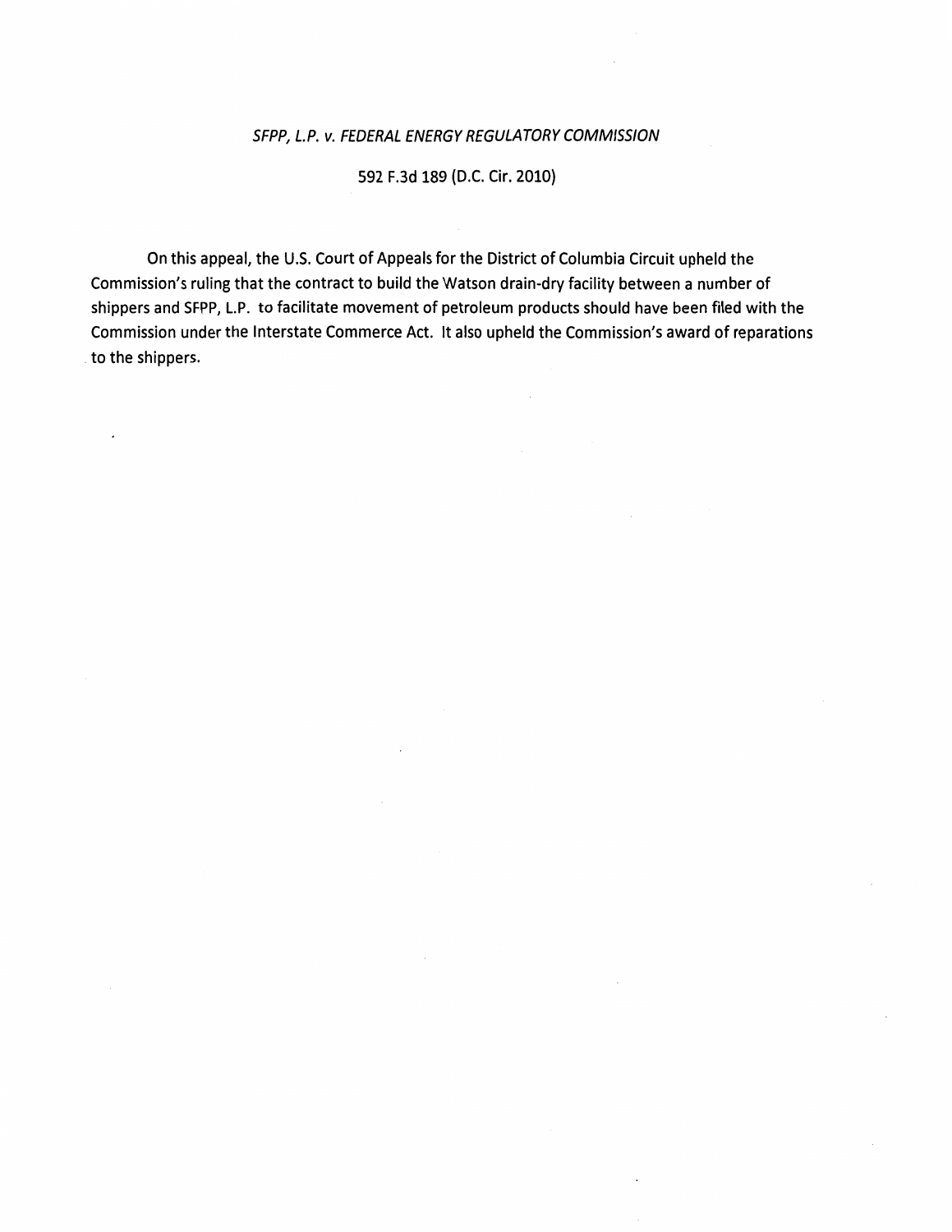*SFPP, L.P. v. FEDERAL ENERGY REGULATORY COMMISSION*

592 F.3d 189 (D.C. Cir. 2010)

On this appeal, the U.S. Court of Appeals for the District of Columbia Circuit upheld the Commission's ruling that the contract to build the Watson drain-dry facility between a number of shippers and SFPP, L.P. to facilitate movement of petroleum products should have been filed with the Commission under the Interstate Commerce Act. It also upheld the Commission's award of reparations to the shippers.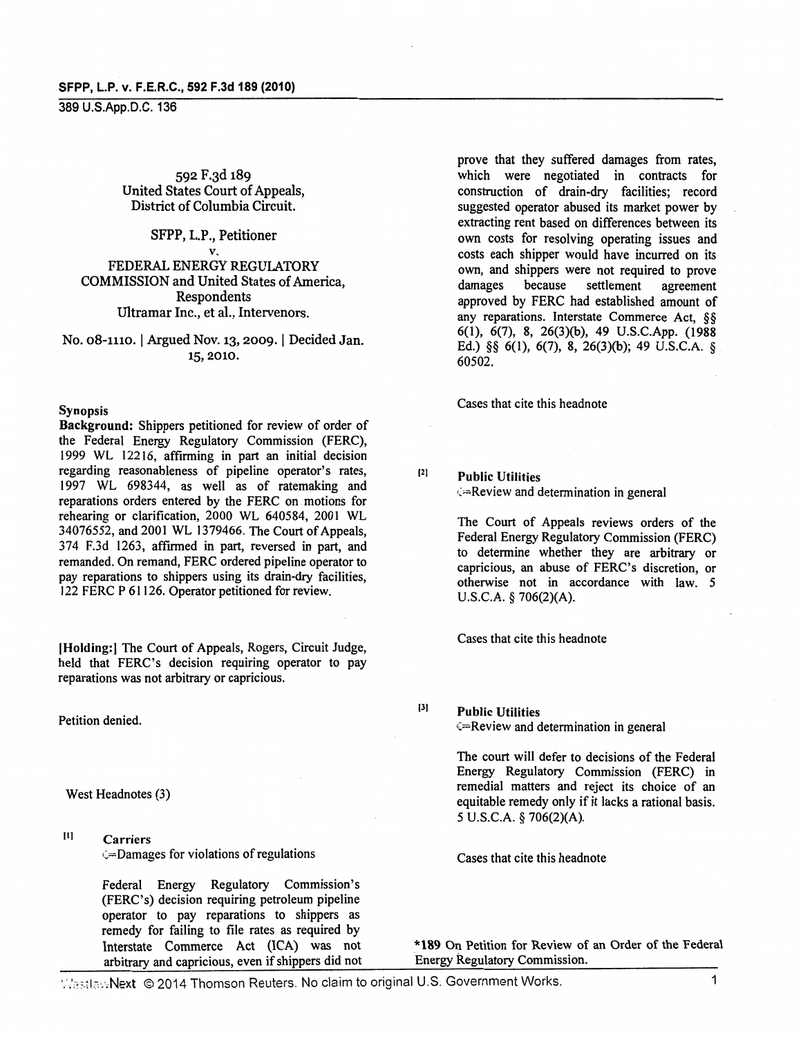592 F.3d 189
United States Court of Appeals,
District of Columbia Circuit.

SFPP, L.P., Petitioner
v.
FEDERAL ENERGY REGULATORY COMMISSION and United States of America, Respondents
Ultramar Inc., et al., Intervenors.

No. 08-1110. | Argued Nov. 13, 2009. | Decided Jan. 15, 2010.

### Synopsis

**Background:** Shippers petitioned for review of order of the Federal Energy Regulatory Commission (FERC), 1999 WL 12216, affirming in part an initial decision regarding reasonableness of pipeline operator's rates, 1997 WL 698344, as well as of ratemaking and reparations orders entered by the FERC on motions for rehearing or clarification, 2000 WL 640584, 2001 WL 34076552, and 2001 WL 1379466. The Court of Appeals, 374 F.3d 1263, affirmed in part, reversed in part, and remanded. On remand, FERC ordered pipeline operator to pay reparations to shippers using its drain-dry facilities, 122 FERC P 61126. Operator petitioned for review.

**[Holding:]** The Court of Appeals, Rogers, Circuit Judge, held that FERC's decision requiring operator to pay reparations was not arbitrary or capricious.

Petition denied.

West Headnotes (3)

[1] **Carriers**
Damages for violations of regulations

Federal Energy Regulatory Commission's (FERC's) decision requiring petroleum pipeline operator to pay reparations to shippers as remedy for failing to file rates as required by Interstate Commerce Act (ICA) was not arbitrary and capricious, even if shippers did not prove that they suffered damages from rates, which were negotiated in contracts for construction of drain-dry facilities; record suggested operator abused its market power by extracting rent based on differences between its own costs for resolving operating issues and costs each shipper would have incurred on its own, and shippers were not required to prove damages because settlement agreement approved by FERC had established amount of any reparations. Interstate Commerce Act, §§ 6(1), 6(7), 8, 26(3)(b), 49 U.S.C.App. (1988 Ed.) §§ 6(1), 6(7), 8, 26(3)(b); 49 U.S.C.A. § 60502.

Cases that cite this headnote

[2] **Public Utilities**
Review and determination in general

The Court of Appeals reviews orders of the Federal Energy Regulatory Commission (FERC) to determine whether they are arbitrary or capricious, an abuse of FERC's discretion, or otherwise not in accordance with law. 5 U.S.C.A. § 706(2)(A).

Cases that cite this headnote

[3] **Public Utilities**
Review and determination in general

The court will defer to decisions of the Federal Energy Regulatory Commission (FERC) in remedial matters and reject its choice of an equitable remedy only if it lacks a rational basis. 5 U.S.C.A. § 706(2)(A).

Cases that cite this headnote

*189 On Petition for Review of an Order of the Federal Energy Regulatory Commission.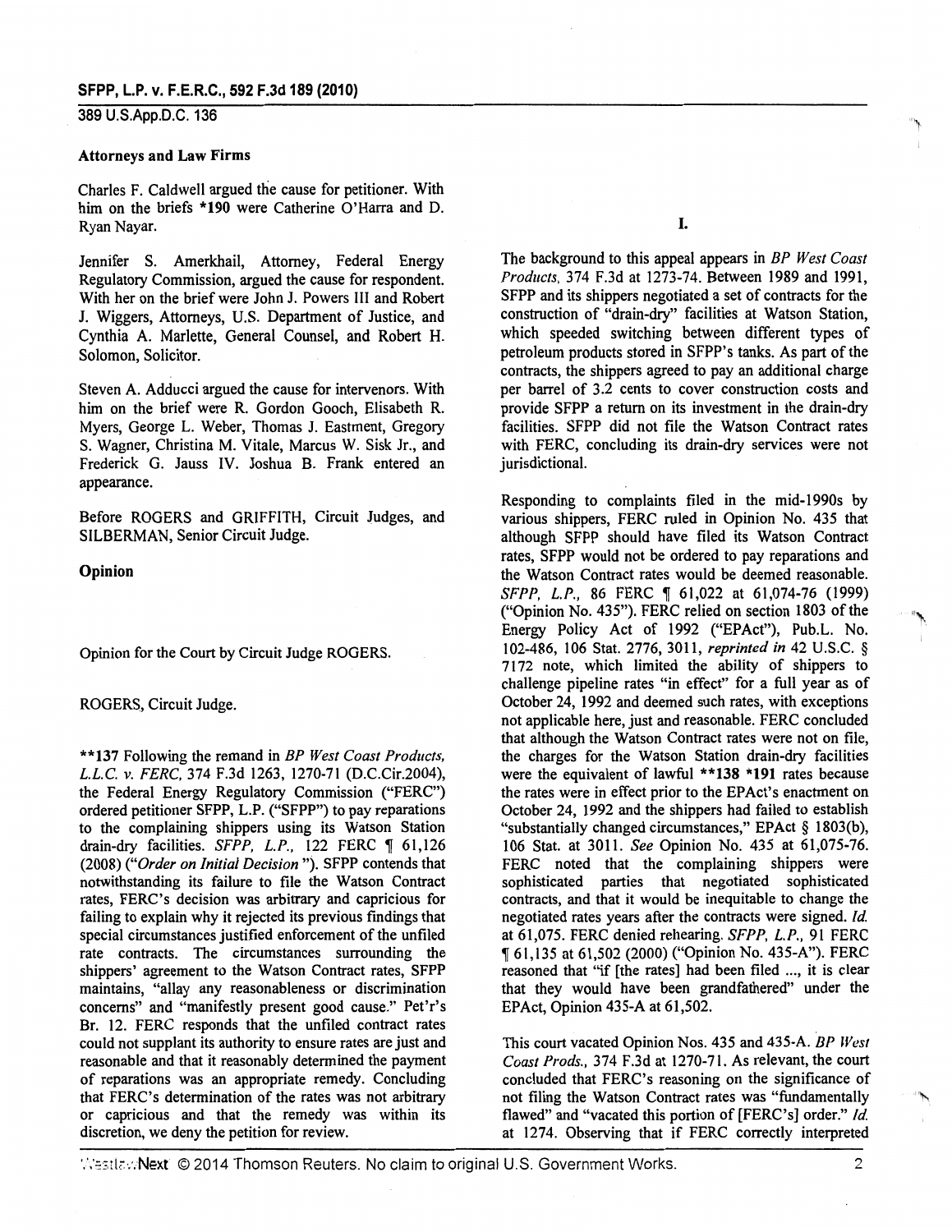### Attorneys and Law Firms

Charles F. Caldwell argued the cause for petitioner. With him on the briefs *190 were Catherine O'Harra and D. Ryan Nayar.

Jennifer S. Amerkhail, Attorney, Federal Energy Regulatory Commission, argued the cause for respondent. With her on the brief were John J. Powers III and Robert J. Wiggers, Attorneys, U.S. Department of Justice, and Cynthia A. Marlette, General Counsel, and Robert H. Solomon, Solicitor.

Steven A. Adducci argued the cause for intervenors. With him on the brief were R. Gordon Gooch, Elisabeth R. Myers, George L. Weber, Thomas J. Eastment, Gregory S. Wagner, Christina M. Vitale, Marcus W. Sisk Jr., and Frederick G. Jauss IV. Joshua B. Frank entered an appearance.

Before ROGERS and GRIFFITH, Circuit Judges, and SILBERMAN, Senior Circuit Judge.

### Opinion

Opinion for the Court by Circuit Judge ROGERS.

ROGERS, Circuit Judge.

**137 Following the remand in *BP West Coast Products, L.L.C. v. FERC,* 374 F.3d 1263, 1270-71 (D.C.Cir.2004), the Federal Energy Regulatory Commission ("FERC") ordered petitioner SFPP, L.P. ("SFPP") to pay reparations to the complaining shippers using its Watson Station drain-dry facilities. *SFPP, L.P.,* 122 FERC ¶ 61,126 (2008) ("*Order on Initial Decision* "). SFPP contends that notwithstanding its failure to file the Watson Contract rates, FERC's decision was arbitrary and capricious for failing to explain why it rejected its previous findings that special circumstances justified enforcement of the unfiled rate contracts. The circumstances surrounding the shippers' agreement to the Watson Contract rates, SFPP maintains, "allay any reasonableness or discrimination concerns" and "manifestly present good cause." Pet'r's Br. 12. FERC responds that the unfiled contract rates could not supplant its authority to ensure rates are just and reasonable and that it reasonably determined the payment of reparations was an appropriate remedy. Concluding that FERC's determination of the rates was not arbitrary or capricious and that the remedy was within its discretion, we deny the petition for review.

## I.

The background to this appeal appears in *BP West Coast Products,* 374 F.3d at 1273-74. Between 1989 and 1991, SFPP and its shippers negotiated a set of contracts for the construction of "drain-dry" facilities at Watson Station, which speeded switching between different types of petroleum products stored in SFPP's tanks. As part of the contracts, the shippers agreed to pay an additional charge per barrel of 3.2 cents to cover construction costs and provide SFPP a return on its investment in the drain-dry facilities. SFPP did not file the Watson Contract rates with FERC, concluding its drain-dry services were not jurisdictional.

Responding to complaints filed in the mid-1990s by various shippers, FERC ruled in Opinion No. 435 that although SFPP should have filed its Watson Contract rates, SFPP would not be ordered to pay reparations and the Watson Contract rates would be deemed reasonable. *SFPP, L.P.,* 86 FERC ¶ 61,022 at 61,074-76 (1999) ("Opinion No. 435"). FERC relied on section 1803 of the Energy Policy Act of 1992 ("EPAct"), Pub.L. No. 102-486, 106 Stat. 2776, 3011, *reprinted in* 42 U.S.C. § 7172 note, which limited the ability of shippers to challenge pipeline rates "in effect" for a full year as of October 24, 1992 and deemed such rates, with exceptions not applicable here, just and reasonable. FERC concluded that although the Watson Contract rates were not on file, the charges for the Watson Station drain-dry facilities were the equivalent of lawful **138 *191 rates because the rates were in effect prior to the EPAct's enactment on October 24, 1992 and the shippers had failed to establish "substantially changed circumstances," EPAct § 1803(b), 106 Stat. at 3011. *See* Opinion No. 435 at 61,075-76. FERC noted that the complaining shippers were sophisticated parties that negotiated sophisticated contracts, and that it would be inequitable to change the negotiated rates years after the contracts were signed. *Id.* at 61,075. FERC denied rehearing. *SFPP, L.P.,* 91 FERC ¶ 61,135 at 61,502 (2000) ("Opinion No. 435-A"). FERC reasoned that "if [the rates] had been filed ..., it is clear that they would have been grandfathered" under the EPAct, Opinion 435-A at 61,502.

This court vacated Opinion Nos. 435 and 435-A. *BP West Coast Prods.,* 374 F.3d at 1270-71. As relevant, the court concluded that FERC's reasoning on the significance of not filing the Watson Contract rates was "fundamentally flawed" and "vacated this portion of [FERC's] order." *Id.* at 1274. Observing that if FERC correctly interpreted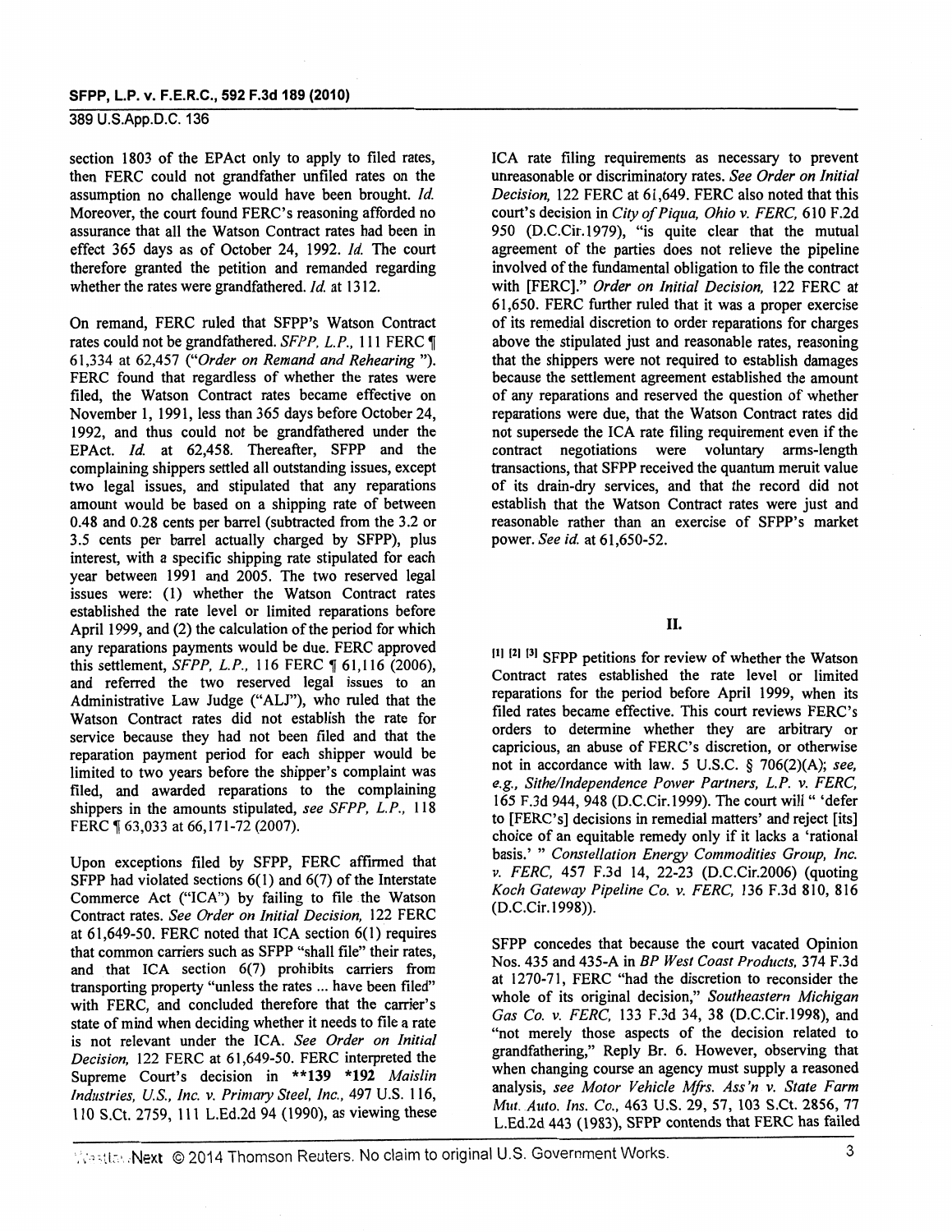section 1803 of the EPAct only to apply to filed rates, then FERC could not grandfather unfiled rates on the assumption no challenge would have been brought. *Id.* Moreover, the court found FERC's reasoning afforded no assurance that all the Watson Contract rates had been in effect 365 days as of October 24, 1992. *Id.* The court therefore granted the petition and remanded regarding whether the rates were grandfathered. *Id.* at 1312.

On remand, FERC ruled that SFPP's Watson Contract rates could not be grandfathered. *SFPP, L.P.*, 111 FERC ¶ 61,334 at 62,457 (*"Order on Remand and Rehearing "*). FERC found that regardless of whether the rates were filed, the Watson Contract rates became effective on November 1, 1991, less than 365 days before October 24, 1992, and thus could not be grandfathered under the EPAct. *Id.* at 62,458. Thereafter, SFPP and the complaining shippers settled all outstanding issues, except two legal issues, and stipulated that any reparations amount would be based on a shipping rate of between 0.48 and 0.28 cents per barrel (subtracted from the 3.2 or 3.5 cents per barrel actually charged by SFPP), plus interest, with a specific shipping rate stipulated for each year between 1991 and 2005. The two reserved legal issues were: (1) whether the Watson Contract rates established the rate level or limited reparations before April 1999, and (2) the calculation of the period for which any reparations payments would be due. FERC approved this settlement, *SFPP, L.P.*, 116 FERC ¶ 61,116 (2006), and referred the two reserved legal issues to an Administrative Law Judge ("ALJ"), who ruled that the Watson Contract rates did not establish the rate for service because they had not been filed and that the reparation payment period for each shipper would be limited to two years before the shipper's complaint was filed, and awarded reparations to the complaining shippers in the amounts stipulated, *see SFPP, L.P.*, 118 FERC ¶ 63,033 at 66,171-72 (2007).

Upon exceptions filed by SFPP, FERC affirmed that SFPP had violated sections 6(1) and 6(7) of the Interstate Commerce Act ("ICA") by failing to file the Watson Contract rates. *See Order on Initial Decision*, 122 FERC at 61,649-50. FERC noted that ICA section 6(1) requires that common carriers such as SFPP "shall file" their rates, and that ICA section 6(7) prohibits carriers from transporting property "unless the rates ... have been filed" with FERC, and concluded therefore that the carrier's state of mind when deciding whether it needs to file a rate is not relevant under the ICA. *See Order on Initial Decision*, 122 FERC at 61,649-50. FERC interpreted the Supreme Court's decision in **139 *192 *Maislin Industries, U.S., Inc. v. Primary Steel, Inc.*, 497 U.S. 116, 110 S.Ct. 2759, 111 L.Ed.2d 94 (1990), as viewing these ICA rate filing requirements as necessary to prevent unreasonable or discriminatory rates. *See Order on Initial Decision*, 122 FERC at 61,649. FERC also noted that this court's decision in *City of Piqua, Ohio v. FERC*, 610 F.2d 950 (D.C.Cir.1979), "is quite clear that the mutual agreement of the parties does not relieve the pipeline involved of the fundamental obligation to file the contract with [FERC]." *Order on Initial Decision*, 122 FERC at 61,650. FERC further ruled that it was a proper exercise of its remedial discretion to order reparations for charges above the stipulated just and reasonable rates, reasoning that the shippers were not required to establish damages because the settlement agreement established the amount of any reparations and reserved the question of whether reparations were due, that the Watson Contract rates did not supersede the ICA rate filing requirement even if the contract negotiations were voluntary arms-length transactions, that SFPP received the quantum meruit value of its drain-dry services, and that the record did not establish that the Watson Contract rates were just and reasonable rather than an exercise of SFPP's market power. *See id.* at 61,650-52.

## II.

[1] [2] [3] SFPP petitions for review of whether the Watson Contract rates established the rate level or limited reparations for the period before April 1999, when its filed rates became effective. This court reviews FERC's orders to determine whether they are arbitrary or capricious, an abuse of FERC's discretion, or otherwise not in accordance with law. 5 U.S.C. § 706(2)(A); *see, e.g., Sithe/Independence Power Partners, L.P. v. FERC*, 165 F.3d 944, 948 (D.C.Cir.1999). The court will " 'defer to [FERC's] decisions in remedial matters' and reject [its] choice of an equitable remedy only if it lacks a 'rational basis.' " *Constellation Energy Commodities Group, Inc. v. FERC*, 457 F.3d 14, 22-23 (D.C.Cir.2006) (quoting *Koch Gateway Pipeline Co. v. FERC*, 136 F.3d 810, 816 (D.C.Cir.1998)).

SFPP concedes that because the court vacated Opinion Nos. 435 and 435-A in *BP West Coast Products*, 374 F.3d at 1270-71, FERC "had the discretion to reconsider the whole of its original decision," *Southeastern Michigan Gas Co. v. FERC*, 133 F.3d 34, 38 (D.C.Cir.1998), and "not merely those aspects of the decision related to grandfathering," Reply Br. 6. However, observing that when changing course an agency must supply a reasoned analysis, *see Motor Vehicle Mfrs. Ass'n v. State Farm Mut. Auto. Ins. Co.*, 463 U.S. 29, 57, 103 S.Ct. 2856, 77 L.Ed.2d 443 (1983), SFPP contends that FERC has failed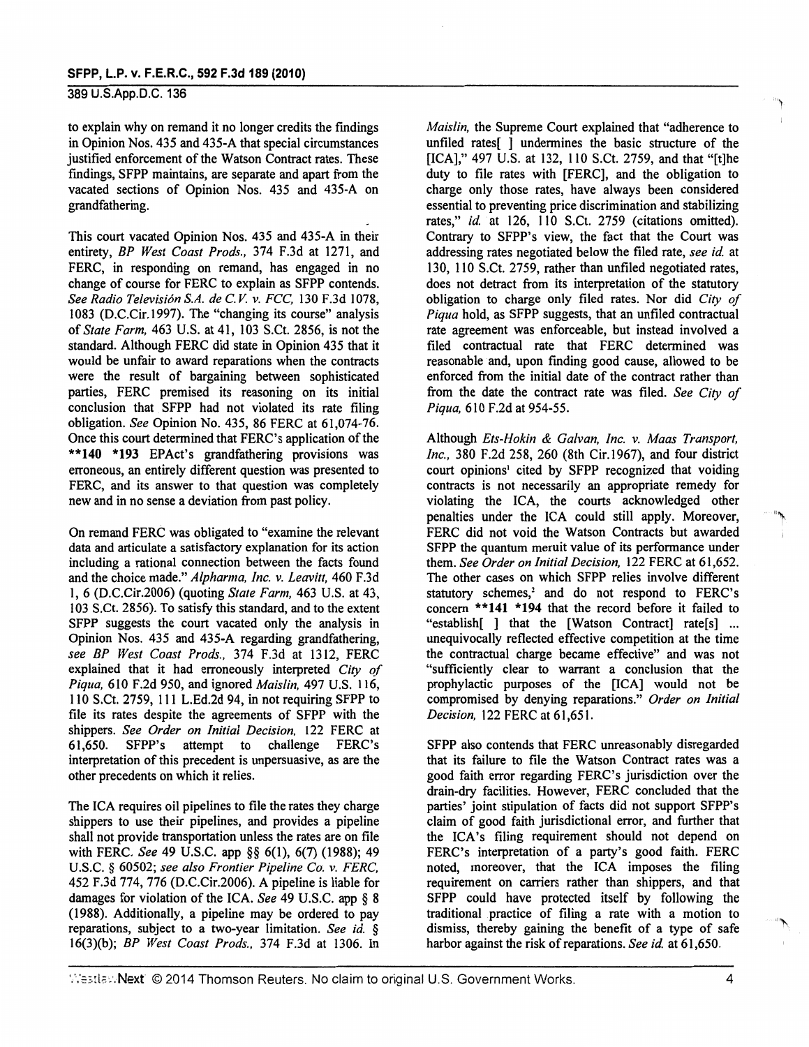to explain why on remand it no longer credits the findings in Opinion Nos. 435 and 435-A that special circumstances justified enforcement of the Watson Contract rates. These findings, SFPP maintains, are separate and apart from the vacated sections of Opinion Nos. 435 and 435-A on grandfathering.

This court vacated Opinion Nos. 435 and 435-A in their entirety, *BP West Coast Prods.,* 374 F.3d at 1271, and FERC, in responding on remand, has engaged in no change of course for FERC to explain as SFPP contends. *See Radio Televisión S.A. de C.V. v. FCC,* 130 F.3d 1078, 1083 (D.C.Cir.1997). The "changing its course" analysis of *State Farm,* 463 U.S. at 41, 103 S.Ct. 2856, is not the standard. Although FERC did state in Opinion 435 that it would be unfair to award reparations when the contracts were the result of bargaining between sophisticated parties, FERC premised its reasoning on its initial conclusion that SFPP had not violated its rate filing obligation. *See* Opinion No. 435, 86 FERC at 61,074-76. Once this court determined that FERC's application of the **140 *193 EPAct's grandfathering provisions was erroneous, an entirely different question was presented to FERC, and its answer to that question was completely new and in no sense a deviation from past policy.

On remand FERC was obligated to "examine the relevant data and articulate a satisfactory explanation for its action including a rational connection between the facts found and the choice made." *Alpharma, Inc. v. Leavitt,* 460 F.3d 1, 6 (D.C.Cir.2006) (quoting *State Farm,* 463 U.S. at 43, 103 S.Ct. 2856). To satisfy this standard, and to the extent SFPP suggests the court vacated only the analysis in Opinion Nos. 435 and 435-A regarding grandfathering, *see BP West Coast Prods.,* 374 F.3d at 1312, FERC explained that it had erroneously interpreted *City of Piqua,* 610 F.2d 950, and ignored *Maislin,* 497 U.S. 116, 110 S.Ct. 2759, 111 L.Ed.2d 94, in not requiring SFPP to file its rates despite the agreements of SFPP with the shippers. *See Order on Initial Decision,* 122 FERC at 61,650. SFPP's attempt to challenge FERC's interpretation of this precedent is unpersuasive, as are the other precedents on which it relies.

The ICA requires oil pipelines to file the rates they charge shippers to use their pipelines, and provides a pipeline shall not provide transportation unless the rates are on file with FERC. *See* 49 U.S.C. app §§ 6(1), 6(7) (1988); 49 U.S.C. § 60502; *see also Frontier Pipeline Co. v. FERC,* 452 F.3d 774, 776 (D.C.Cir.2006). A pipeline is liable for damages for violation of the ICA. *See* 49 U.S.C. app § 8 (1988). Additionally, a pipeline may be ordered to pay reparations, subject to a two-year limitation. *See id.* § 16(3)(b); *BP West Coast Prods.,* 374 F.3d at 1306. In *Maislin,* the Supreme Court explained that "adherence to unfiled rates[ ] undermines the basic structure of the [ICA]," 497 U.S. at 132, 110 S.Ct. 2759, and that "[t]he duty to file rates with [FERC], and the obligation to charge only those rates, have always been considered essential to preventing price discrimination and stabilizing rates," *id.* at 126, 110 S.Ct. 2759 (citations omitted). Contrary to SFPP's view, the fact that the Court was addressing rates negotiated below the filed rate, *see id.* at 130, 110 S.Ct. 2759, rather than unfiled negotiated rates, does not detract from its interpretation of the statutory obligation to charge only filed rates. Nor did *City of Piqua* hold, as SFPP suggests, that an unfiled contractual rate agreement was enforceable, but instead involved a filed contractual rate that FERC determined was reasonable and, upon finding good cause, allowed to be enforced from the initial date of the contract rather than from the date the contract rate was filed. *See City of Piqua,* 610 F.2d at 954-55.

Although *Ets-Hokin & Galvan, Inc. v. Maas Transport, Inc.,* 380 F.2d 258, 260 (8th Cir.1967), and four district court opinions[1] cited by SFPP recognized that voiding contracts is not necessarily an appropriate remedy for violating the ICA, the courts acknowledged other penalties under the ICA could still apply. Moreover, FERC did not void the Watson Contracts but awarded SFPP the quantum meruit value of its performance under them. *See Order on Initial Decision,* 122 FERC at 61,652. The other cases on which SFPP relies involve different statutory schemes,[2] and do not respond to FERC's concern **141 *194 that the record before it failed to "establish[ ] that the [Watson Contract] rate[s] ... unequivocally reflected effective competition at the time the contractual charge became effective" and was not "sufficiently clear to warrant a conclusion that the prophylactic purposes of the [ICA] would not be compromised by denying reparations." *Order on Initial Decision,* 122 FERC at 61,651.

SFPP also contends that FERC unreasonably disregarded that its failure to file the Watson Contract rates was a good faith error regarding FERC's jurisdiction over the drain-dry facilities. However, FERC concluded that the parties' joint stipulation of facts did not support SFPP's claim of good faith jurisdictional error, and further that the ICA's filing requirement should not depend on FERC's interpretation of a party's good faith. FERC noted, moreover, that the ICA imposes the filing requirement on carriers rather than shippers, and that SFPP could have protected itself by following the traditional practice of filing a rate with a motion to dismiss, thereby gaining the benefit of a type of safe harbor against the risk of reparations. *See id.* at 61,650.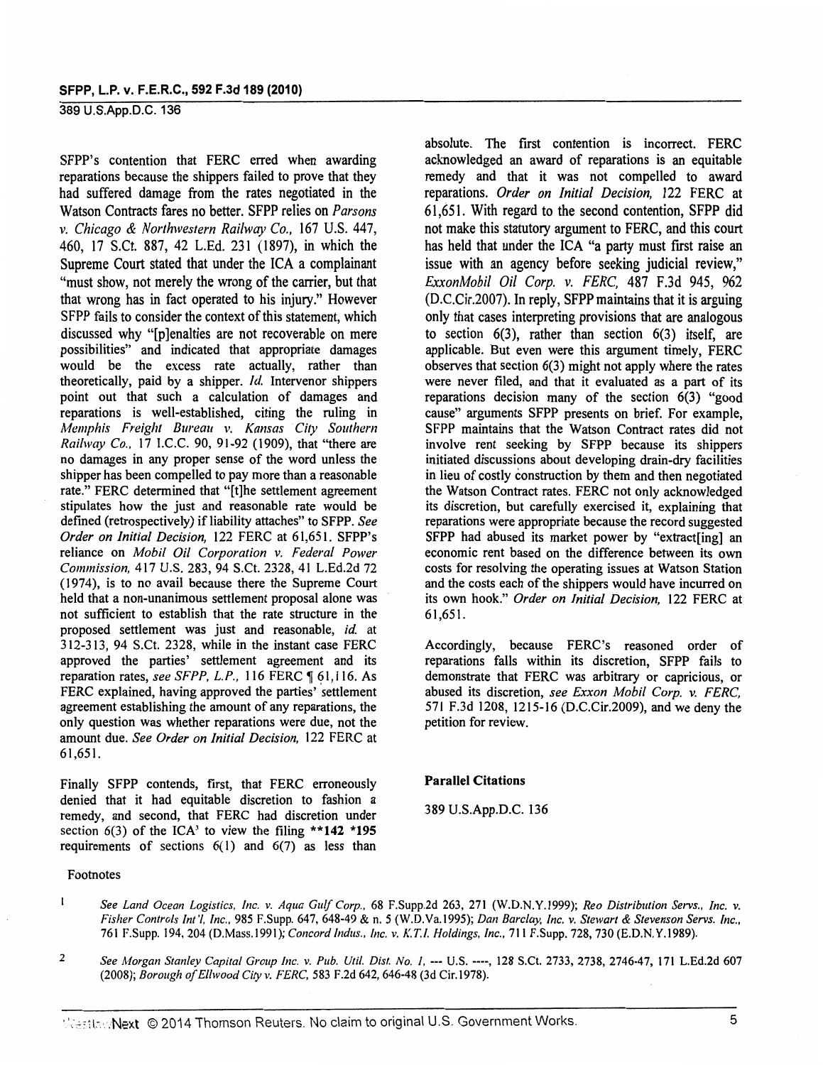SFPP's contention that FERC erred when awarding reparations because the shippers failed to prove that they had suffered damage from the rates negotiated in the Watson Contracts fares no better. SFPP relies on *Parsons v. Chicago & Northwestern Railway Co.*, 167 U.S. 447, 460, 17 S.Ct. 887, 42 L.Ed. 231 (1897), in which the Supreme Court stated that under the ICA a complainant "must show, not merely the wrong of the carrier, but that that wrong has in fact operated to his injury." However SFPP fails to consider the context of this statement, which discussed why "[p]enalties are not recoverable on mere possibilities" and indicated that appropriate damages would be the excess rate actually, rather than theoretically, paid by a shipper. *Id.* Intervenor shippers point out that such a calculation of damages and reparations is well-established, citing the ruling in *Memphis Freight Bureau v. Kansas City Southern Railway Co.*, 17 I.C.C. 90, 91-92 (1909), that "there are no damages in any proper sense of the word unless the shipper has been compelled to pay more than a reasonable rate." FERC determined that "[t]he settlement agreement stipulates how the just and reasonable rate would be defined (retrospectively) if liability attaches" to SFPP. *See Order on Initial Decision,* 122 FERC at 61,651. SFPP's reliance on *Mobil Oil Corporation v. Federal Power Commission,* 417 U.S. 283, 94 S.Ct. 2328, 41 L.Ed.2d 72 (1974), is to no avail because there the Supreme Court held that a non-unanimous settlement proposal alone was not sufficient to establish that the rate structure in the proposed settlement was just and reasonable, *id.* at 312-313, 94 S.Ct. 2328, while in the instant case FERC approved the parties' settlement agreement and its reparation rates, *see SFPP, L.P.,* 116 FERC ¶ 61,116. As FERC explained, having approved the parties' settlement agreement establishing the amount of any reparations, the only question was whether reparations were due, not the amount due. *See Order on Initial Decision,* 122 FERC at 61,651.

Finally SFPP contends, first, that FERC erroneously denied that it had equitable discretion to fashion a remedy, and second, that FERC had discretion under section 6(3) of the ICA[3] to view the filing **142 *195 requirements of sections 6(1) and 6(7) as less than absolute. The first contention is incorrect. FERC acknowledged an award of reparations is an equitable remedy and that it was not compelled to award reparations. *Order on Initial Decision,* 122 FERC at 61,651. With regard to the second contention, SFPP did not make this statutory argument to FERC, and this court has held that under the ICA "a party must first raise an issue with an agency before seeking judicial review," *ExxonMobil Oil Corp. v. FERC,* 487 F.3d 945, 962 (D.C.Cir.2007). In reply, SFPP maintains that it is arguing only that cases interpreting provisions that are analogous to section 6(3), rather than section 6(3) itself, are applicable. But even were this argument timely, FERC observes that section 6(3) might not apply where the rates were never filed, and that it evaluated as a part of its reparations decision many of the section 6(3) "good cause" arguments SFPP presents on brief. For example, SFPP maintains that the Watson Contract rates did not involve rent seeking by SFPP because its shippers initiated discussions about developing drain-dry facilities in lieu of costly construction by them and then negotiated the Watson Contract rates. FERC not only acknowledged its discretion, but carefully exercised it, explaining that reparations were appropriate because the record suggested SFPP had abused its market power by "extract[ing] an economic rent based on the difference between its own costs for resolving the operating issues at Watson Station and the costs each of the shippers would have incurred on its own hook." *Order on Initial Decision,* 122 FERC at 61,651.

Accordingly, because FERC's reasoned order of reparations falls within its discretion, SFPP fails to demonstrate that FERC was arbitrary or capricious, or abused its discretion, *see Exxon Mobil Corp. v. FERC,* 571 F.3d 1208, 1215-16 (D.C.Cir.2009), and we deny the petition for review.

**Parallel Citations**

389 U.S.App.D.C. 136

Footnotes

1. *See Land Ocean Logistics, Inc. v. Aqua Gulf Corp.,* 68 F.Supp.2d 263, 271 (W.D.N.Y.1999); *Reo Distribution Servs., Inc. v. Fisher Controls Int'l, Inc.,* 985 F.Supp. 647, 648-49 & n. 5 (W.D.Va.1995); *Dan Barclay, Inc. v. Stewart & Stevenson Servs. Inc.,* 761 F.Supp. 194, 204 (D.Mass.1991); *Concord Indus., Inc. v. K.T.I. Holdings, Inc.,* 711 F.Supp. 728, 730 (E.D.N.Y.1989).

2. *See Morgan Stanley Capital Group Inc. v. Pub. Util. Dist. No. 1,* --- U.S. ----, 128 S.Ct. 2733, 2738, 2746-47, 171 L.Ed.2d 607 (2008); *Borough of Ellwood City v. FERC,* 583 F.2d 642, 646-48 (3d Cir.1978).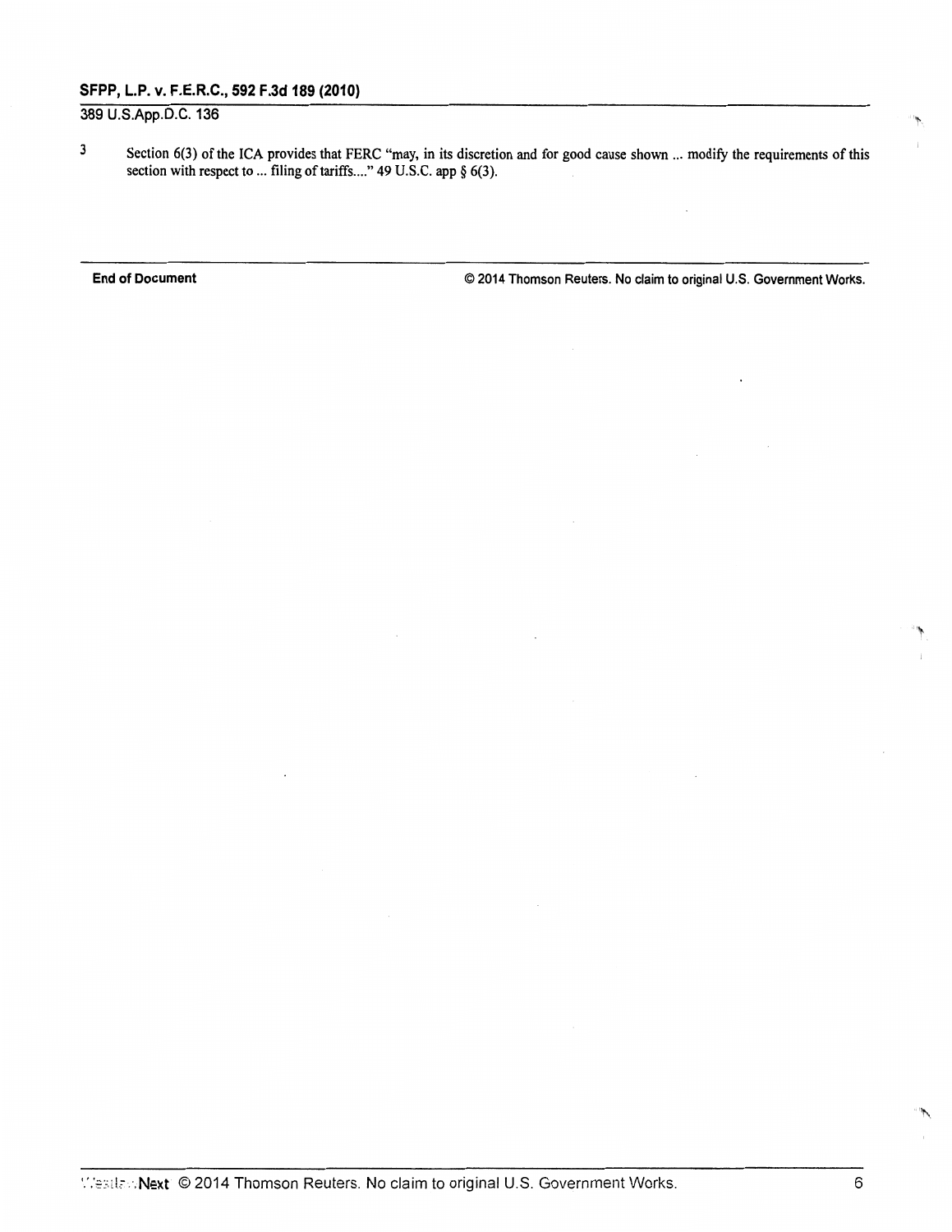3 Section 6(3) of the ICA provides that FERC "may, in its discretion and for good cause shown ... modify the requirements of this section with respect to ... filing of tariffs...." 49 U.S.C. app § 6(3).

**End of Document** © 2014 Thomson Reuters. No claim to original U.S. Government Works.